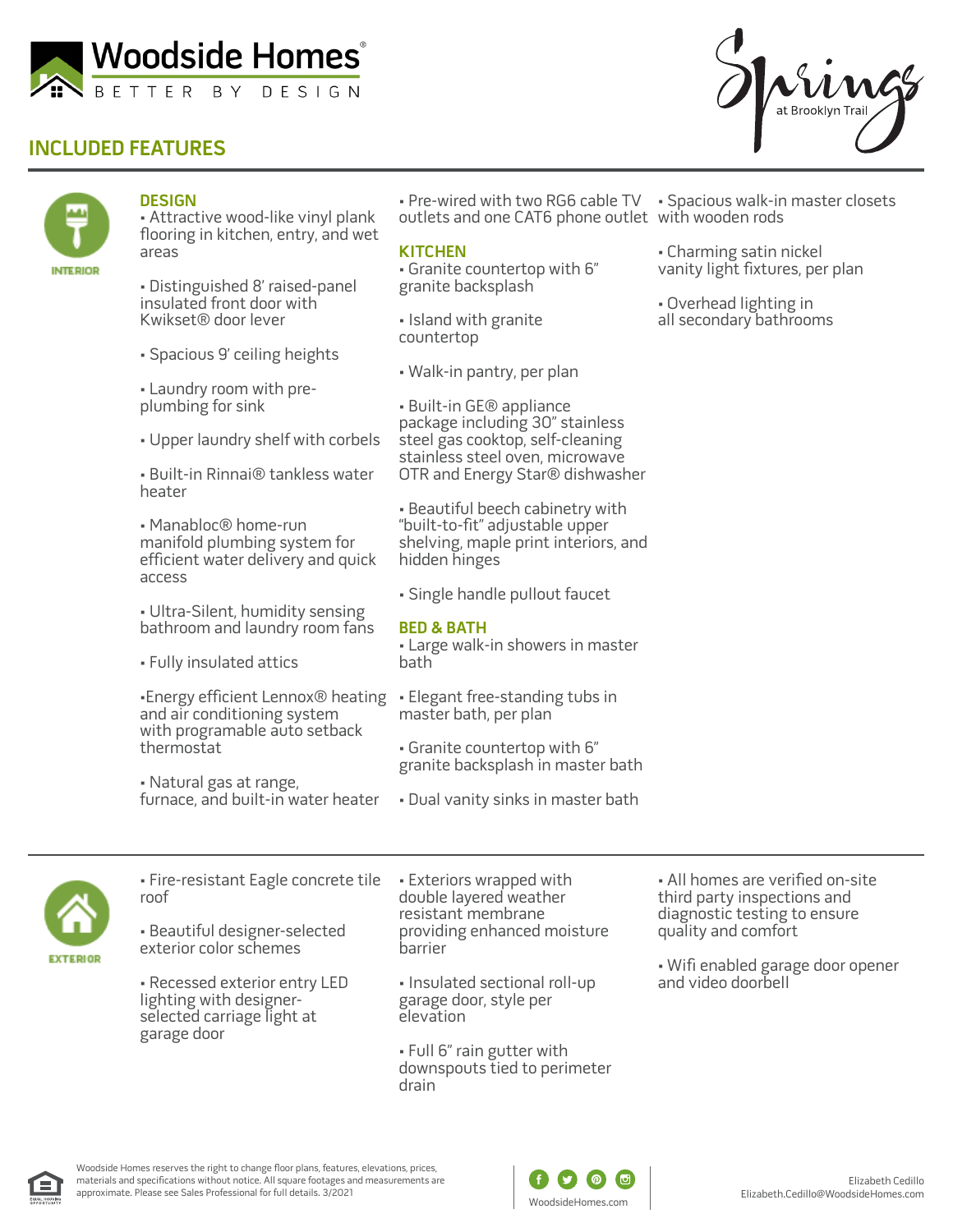# Woodside Homes

BETTER BY DESIGN

Springs at Brooklyn Trail

## INCLUDED FEATURES

### INTERIOR

#### DESIGN

- Attractive wood-like vinyl plank flooring in kitchen, entry, and wet areas
- Distinguished 8' raised-panel insulated front door with Kwikset® door lever
- Spacious 9' ceiling heights
- Laundry room with pre-plumbing for sink
- Upper laundry shelf with corbels
- Built-in Rinnai® tankless water heater
- Manabloc® home-run manifold plumbing system for efficient water delivery and quick access
- Ultra-Silent, humidity sensing bathroom and laundry room fans
- Fully insulated attics
- Energy efficient Lennox® heating and air conditioning system with programable auto setback thermostat
- Natural gas at range, furnace, and built-in water heater
- Pre-wired with two RG6 cable TV outlets and one CAT6 phone outlet

#### KITCHEN

- Granite countertop with 6" granite backsplash
- Island with granite countertop
- Walk-in pantry, per plan
- Built-in GE® appliance package including 30" stainless steel gas cooktop, self-cleaning stainless steel oven, microwave OTR and Energy Star® dishwasher
- Beautiful beech cabinetry with "built-to-fit" adjustable upper shelving, maple print interiors, and hidden hinges
- Single handle pullout faucet

#### BED & BATH

- Large walk-in showers in master bath
- Elegant free-standing tubs in master bath, per plan
- Granite countertop with 6" granite backsplash in master bath
- Dual vanity sinks in master bath
- Spacious walk-in master closets with wooden rods
- Charming satin nickel vanity light fixtures, per plan
- Overhead lighting in all secondary bathrooms

### EXTERIOR

- Fire-resistant Eagle concrete tile roof
- Beautiful designer-selected exterior color schemes
- Recessed exterior entry LED lighting with designer-selected carriage light at garage door
- Exteriors wrapped with double layered weather resistant membrane providing enhanced moisture barrier
- Insulated sectional roll-up garage door, style per elevation
- Full 6" rain gutter with downspouts tied to perimeter drain
- All homes are verified on-site third party inspections and diagnostic testing to ensure quality and comfort
- Wifi enabled garage door opener and video doorbell

Woodside Homes reserves the right to change floor plans, features, elevations, prices, materials and specifications without notice. All square footages and measurements are approximate. Please see Sales Professional for full details. 3/2021

WoodsideHomes.com

Elizabeth Cedillo
Elizabeth.Cedillo@WoodsideHomes.com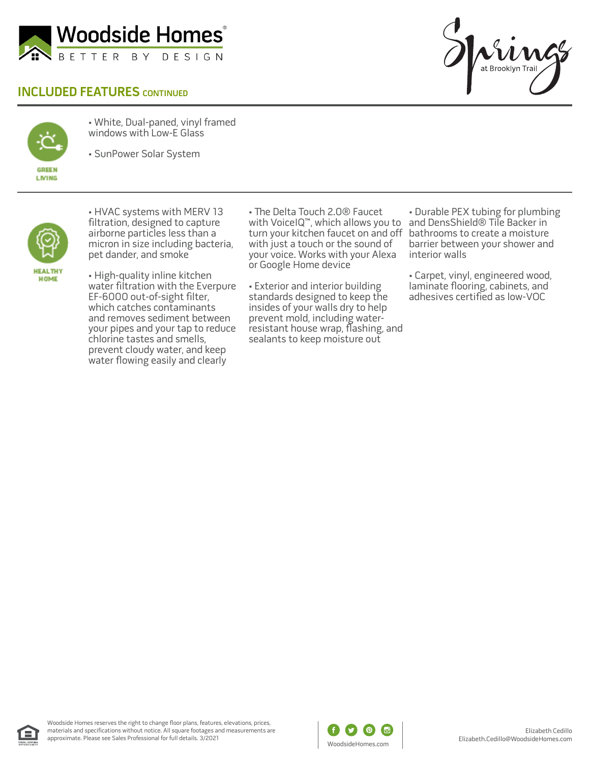# Woodside Homes

BETTER BY DESIGN

Springs at Brooklyn Trail

## INCLUDED FEATURES CONTINUED

### GREEN LIVING

- White, Dual-paned, vinyl framed windows with Low-E Glass
- SunPower Solar System

### HEALTHY HOME

- HVAC systems with MERV 13 filtration, designed to capture airborne particles less than a micron in size including bacteria, pet dander, and smoke
- High-quality inline kitchen water filtration with the Everpure EF-6000 out-of-sight filter, which catches contaminants and removes sediment between your pipes and your tap to reduce chlorine tastes and smells, prevent cloudy water, and keep water flowing easily and clearly
- The Delta Touch 2.0® Faucet with VoiceIQ™, which allows you to turn your kitchen faucet on and off with just a touch or the sound of your voice. Works with your Alexa or Google Home device
- Exterior and interior building standards designed to keep the insides of your walls dry to help prevent mold, including water-resistant house wrap, flashing, and sealants to keep moisture out
- Durable PEX tubing for plumbing and DensShield® Tile Backer in bathrooms to create a moisture barrier between your shower and interior walls
- Carpet, vinyl, engineered wood, laminate flooring, cabinets, and adhesives certified as low-VOC

Woodside Homes reserves the right to change floor plans, features, elevations, prices, materials and specifications without notice. All square footages and measurements are approximate. Please see Sales Professional for full details. 3/2021

WoodsideHomes.com

Elizabeth Cedillo
Elizabeth.Cedillo@WoodsideHomes.com